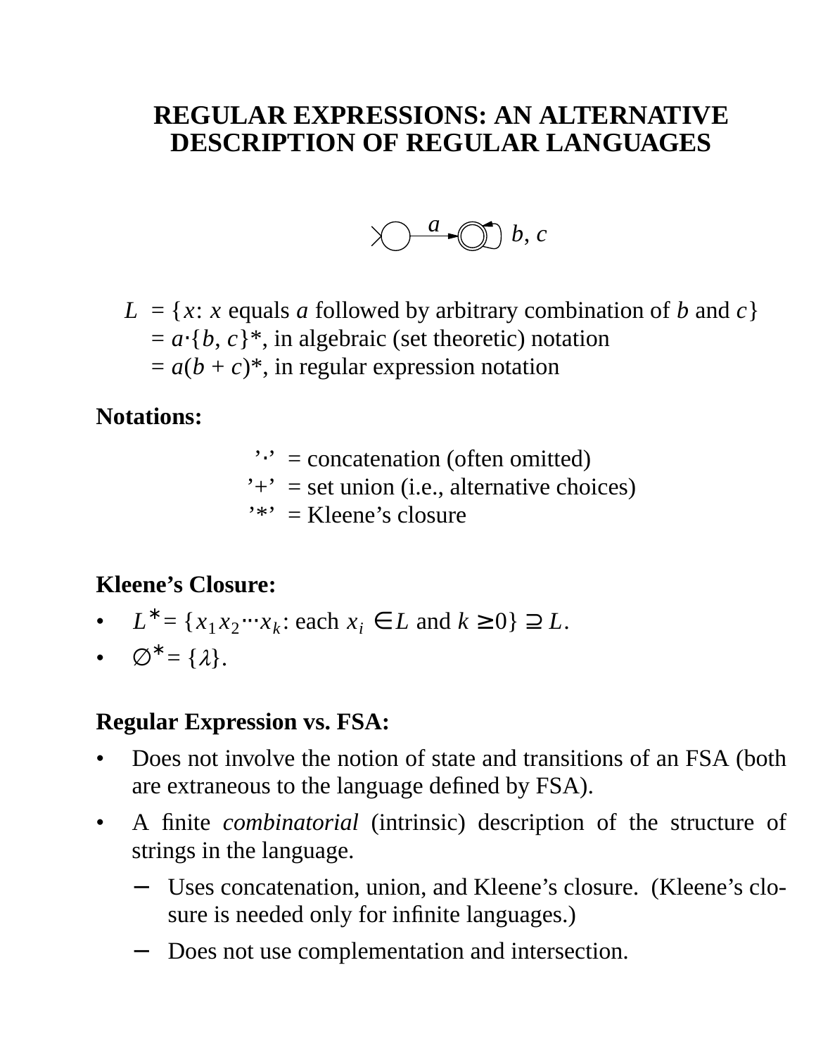# REGULAR EXPRESSIONS: AN ALTERNATIVE DESCRIPTION OF REGULAR LANGUAGES

$L$ = {$x$: $x$ equals $a$ followed by arbitrary combination of $b$ and $c$}
= $a \cdot \{b, c\}^*$, in algebraic (set theoretic) notation
= $a(b + c)^*$, in regular expression notation

**Notations:**

’$\cdot$’ = concatenation (often omitted)
’+’ = set union (i.e., alternative choices)
’*’ = Kleene’s closure

**Kleene’s Closure:**

- $L^* = \{x_1 x_2 \cdots x_k$: each $x_i \in L$ and $k \geq 0\} \supseteq L$.
- $\emptyset^* = \{\lambda\}$.

**Regular Expression vs. FSA:**

- Does not involve the notion of state and transitions of an FSA (both are extraneous to the language defined by FSA).
- A finite *combinatorial* (intrinsic) description of the structure of strings in the language.
  - Uses concatenation, union, and Kleene’s closure. (Kleene’s closure is needed only for infinite languages.)
  - Does not use complementation and intersection.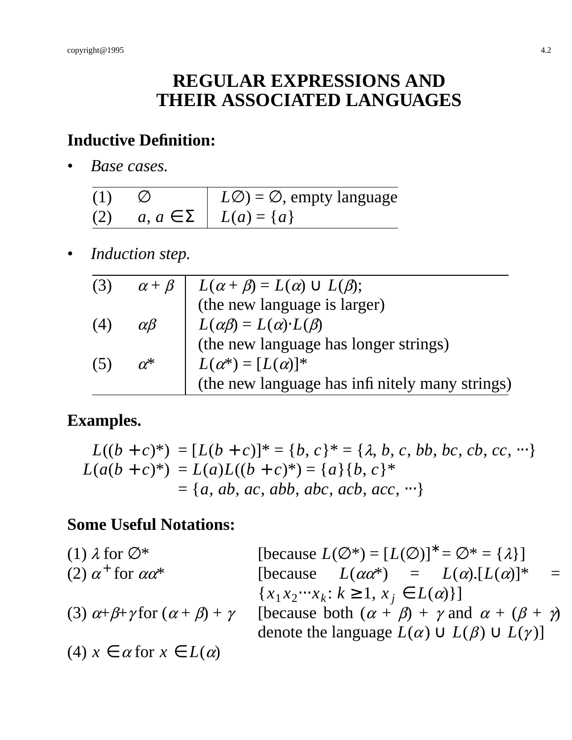# REGULAR EXPRESSIONS AND THEIR ASSOCIATED LANGUAGES

## Inductive Definition:

- *Base cases.*

| | | |
|---|---|---|
| (1) | $\varnothing$ | $L\varnothing) = \varnothing$, empty language |
| (2) | $a$, $a \in \Sigma$ | $L(a) = \{a\}$ |

- *Induction step.*

| | | |
|---|---|---|
| (3) | $\alpha + \beta$ | $L(\alpha + \beta) = L(\alpha) \cup L(\beta)$; (the new language is larger) |
| (4) | $\alpha\beta$ | $L(\alpha\beta) = L(\alpha) \cdot L(\beta)$ (the new language has longer strings) |
| (5) | $\alpha^*$ | $L(\alpha^*) = [L(\alpha)]^*$ (the new language has infinitely many strings) |

## Examples.

$$L((b + c)^*) = [L(b + c)]^* = \{b, c\}^* = \{\lambda, b, c, bb, bc, cb, cc, \cdots\}$$

$$L(a(b + c)^*) = L(a)L((b + c)^*) = \{a\}\{b, c\}^* = \{a, ab, ac, abb, abc, acb, acc, \cdots\}$$

## Some Useful Notations:

(1) $\lambda$ for $\varnothing^*$ [because $L(\varnothing^*) = [L(\varnothing)]^* = \varnothing^* = \{\lambda\}$]

(2) $\alpha^+$ for $\alpha\alpha^*$ [because $L(\alpha\alpha^*) = L(\alpha).[L(\alpha)]^* = \{x_1x_2\cdots x_k\colon k \geq 1, x_j \in L(\alpha)\}$]

(3) $\alpha+\beta+\gamma$ for $(\alpha + \beta) + \gamma$ [because both $(\alpha + \beta) + \gamma$ and $\alpha + (\beta + \gamma)$ denote the language $L(\alpha) \cup L(\beta) \cup L(\gamma)$]

(4) $x \in \alpha$ for $x \in L(\alpha)$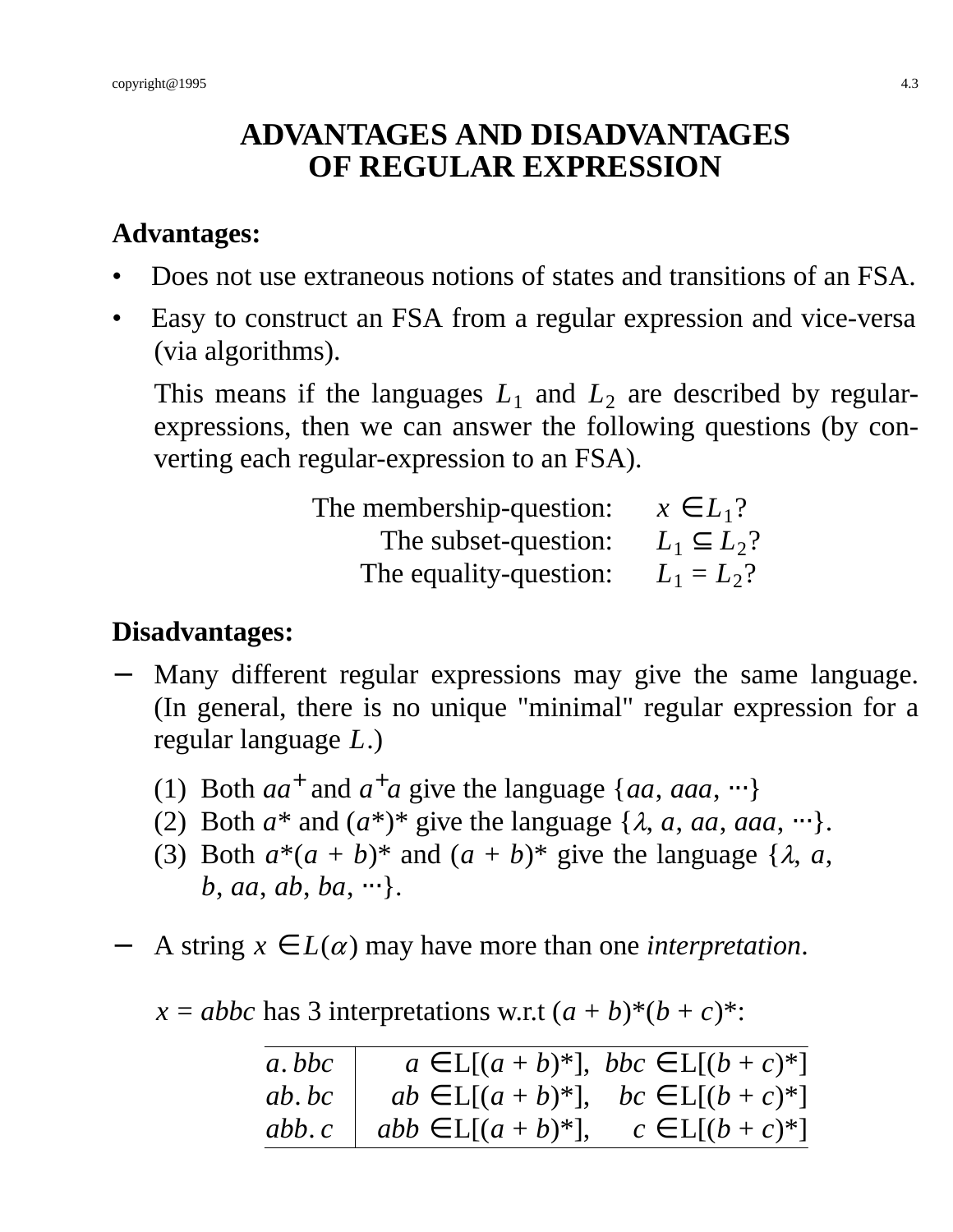# ADVANTAGES AND DISADVANTAGES OF REGULAR EXPRESSION

## Advantages:

- Does not use extraneous notions of states and transitions of an FSA.
- Easy to construct an FSA from a regular expression and vice-versa (via algorithms).

  This means if the languages $L_1$ and $L_2$ are described by regular-expressions, then we can answer the following questions (by converting each regular-expression to an FSA).

  | | |
  |---:|:---|
  | The membership-question: | $x \in L_1$? |
  | The subset-question: | $L_1 \subseteq L_2$? |
  | The equality-question: | $L_1 = L_2$? |

## Disadvantages:

− Many different regular expressions may give the same language. (In general, there is no unique "minimal" regular expression for a regular language $L$.)

  (1) Both $aa^+$ and $a^+a$ give the language $\{aa, aaa, \cdots\}$
  (2) Both $a^*$ and $(a^*)^*$ give the language $\{\lambda, a, aa, aaa, \cdots\}$.
  (3) Both $a^*(a + b)^*$ and $(a + b)^*$ give the language $\{\lambda, a, b, aa, ab, ba, \cdots\}$.

− A string $x \in L(\alpha)$ may have more than one *interpretation*.

  $x = abbc$ has 3 interpretations w.r.t $(a + b)^*(b + c)^*$:

  | | |
  |---|---|
  | $a.bbc$ | $a \in L[(a + b)^*]$, $bbc \in L[(b + c)^*]$ |
  | $ab.bc$ | $ab \in L[(a + b)^*]$, $bc \in L[(b + c)^*]$ |
  | $abb.c$ | $abb \in L[(a + b)^*]$, $c \in L[(b + c)^*]$ |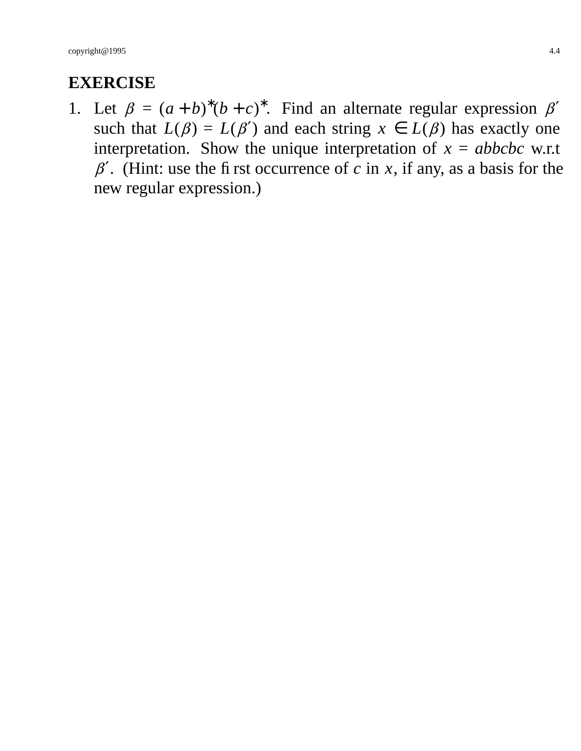## EXERCISE

1. Let $\beta = (a + b)^*(b + c)^*$. Find an alternate regular expression $\beta'$ such that $L(\beta) = L(\beta')$ and each string $x \in L(\beta)$ has exactly one interpretation. Show the unique interpretation of $x = abbcbc$ w.r.t $\beta'$. (Hint: use the first occurrence of $c$ in $x$, if any, as a basis for the new regular expression.)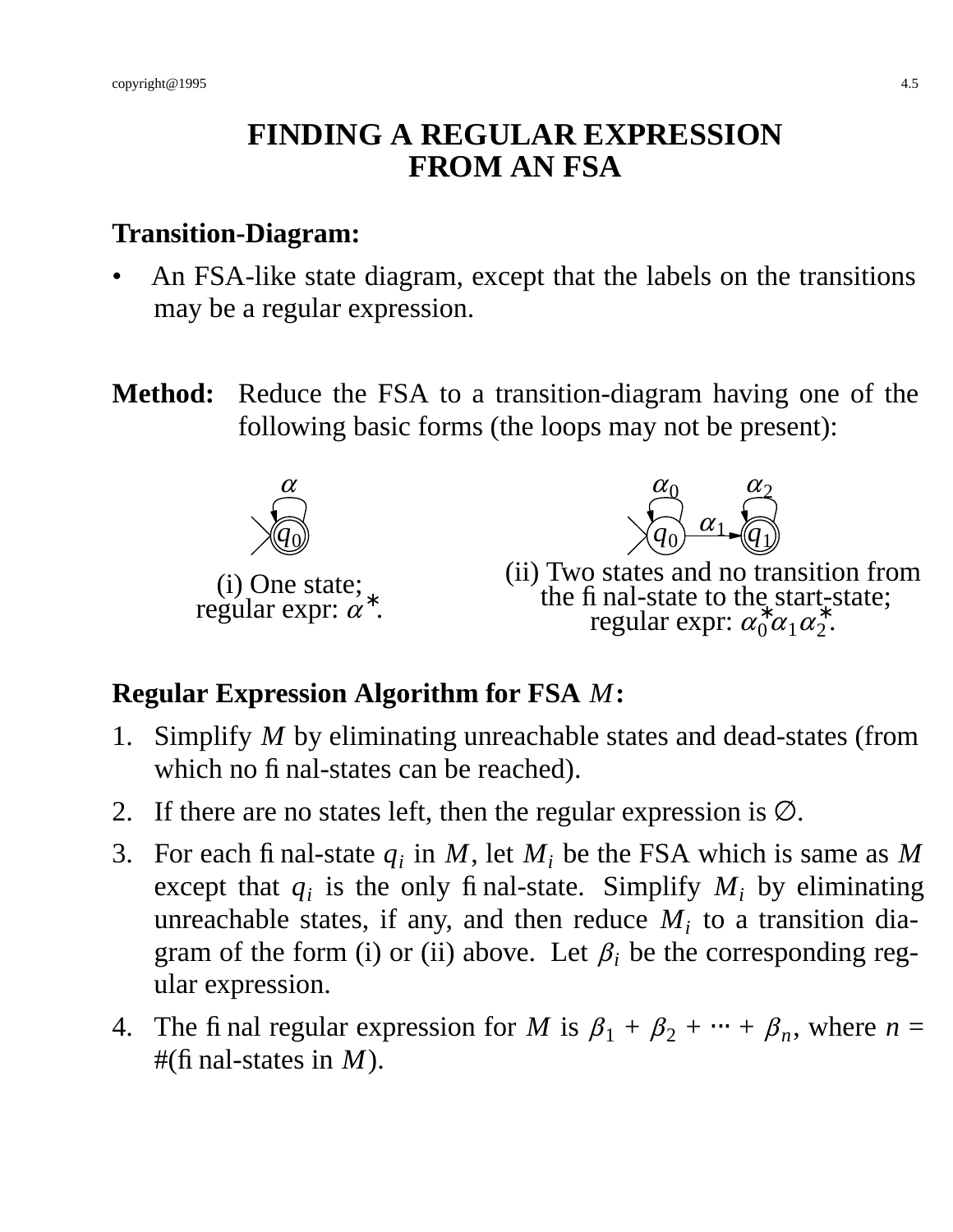# FINDING A REGULAR EXPRESSION FROM AN FSA

## Transition-Diagram:

- An FSA-like state diagram, except that the labels on the transitions may be a regular expression.

**Method:** Reduce the FSA to a transition-diagram having one of the following basic forms (the loops may not be present):

(i) One state; regular expr: $\alpha^*$.

(ii) Two states and no transition from the final-state to the start-state; regular expr: $\alpha_0^* \alpha_1 \alpha_2^*$.

## Regular Expression Algorithm for FSA $M$:

1. Simplify $M$ by eliminating unreachable states and dead-states (from which no final-states can be reached).
2. If there are no states left, then the regular expression is $\emptyset$.
3. For each final-state $q_i$ in $M$, let $M_i$ be the FSA which is same as $M$ except that $q_i$ is the only final-state. Simplify $M_i$ by eliminating unreachable states, if any, and then reduce $M_i$ to a transition diagram of the form (i) or (ii) above. Let $\beta_i$ be the corresponding regular expression.
4. The final regular expression for $M$ is $\beta_1 + \beta_2 + \cdots + \beta_n$, where $n$ = #(final-states in $M$).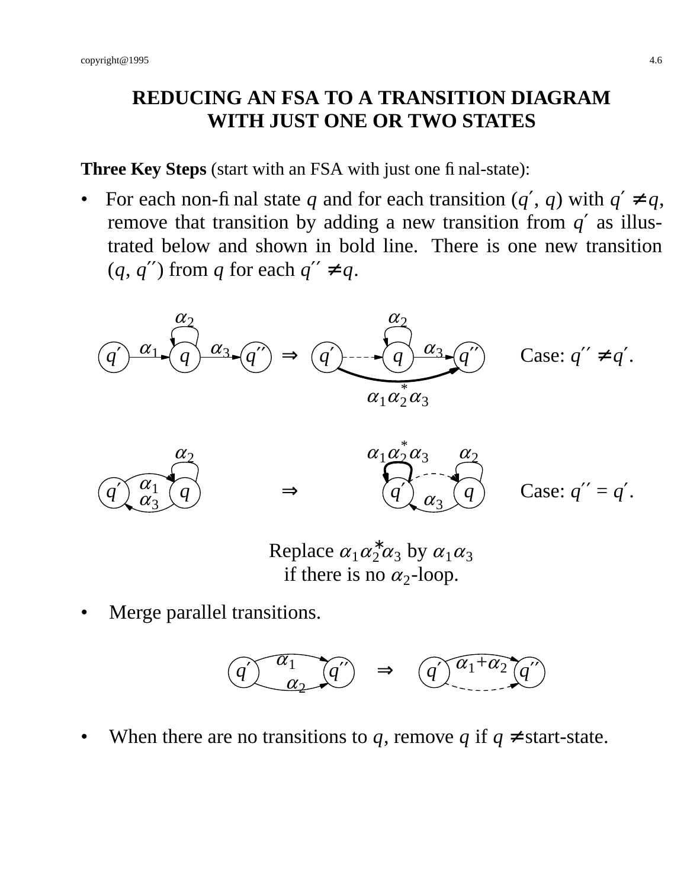# REDUCING AN FSA TO A TRANSITION DIAGRAM WITH JUST ONE OR TWO STATES

**Three Key Steps** (start with an FSA with just one final-state):

- For each non-final state $q$ and for each transition $(q', q)$ with $q' \neq q$, remove that transition by adding a new transition from $q'$ as illustrated below and shown in bold line. There is one new transition $(q, q'')$ from $q$ for each $q'' \neq q$.

Case: $q'' \neq q'$.

Case: $q'' = q'$.

Replace $\alpha_1 \alpha_2^* \alpha_3$ by $\alpha_1 \alpha_3$ if there is no $\alpha_2$-loop.

- Merge parallel transitions.

- When there are no transitions to $q$, remove $q$ if $q \neq$ start-state.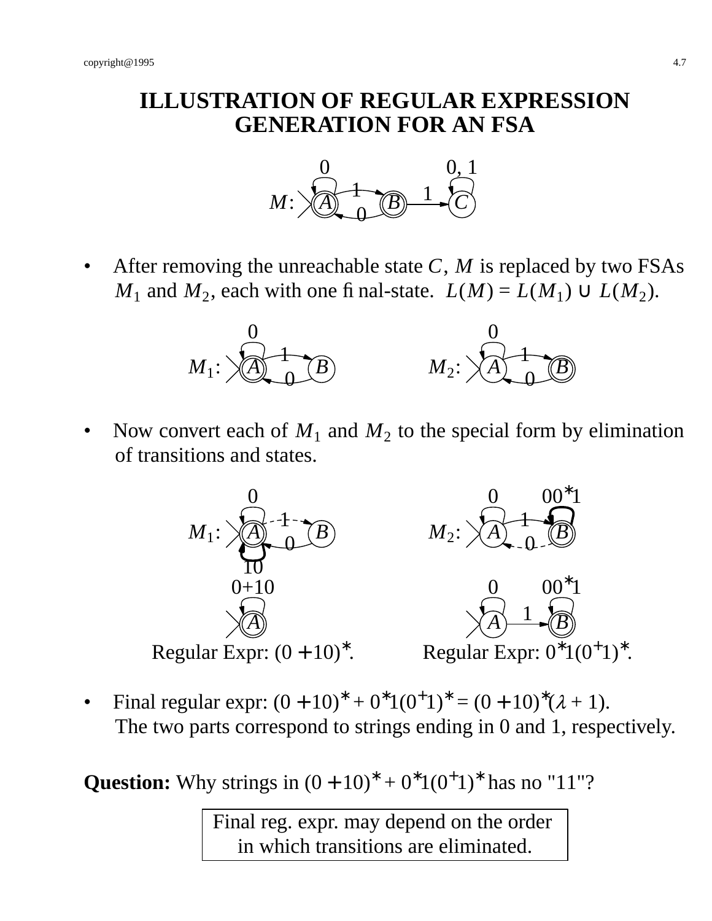# ILLUSTRATION OF REGULAR EXPRESSION GENERATION FOR AN FSA

- After removing the unreachable state $C$, $M$ is replaced by two FSAs $M_1$ and $M_2$, each with one final-state. $L(M) = L(M_1) \cup L(M_2)$.

- Now convert each of $M_1$ and $M_2$ to the special form by elimination of transitions and states.

Regular Expr: $(0 + 10)^*$.    Regular Expr: $0^*1(0^+1)^*$.

- Final regular expr: $(0 + 10)^* + 0^*1(0^+1)^* = (0 + 10)^*(\lambda + 1)$.
  The two parts correspond to strings ending in 0 and 1, respectively.

**Question:** Why strings in $(0 + 10)^* + 0^*1(0^+1)^*$ has no "11"?

> Final reg. expr. may depend on the order in which transitions are eliminated.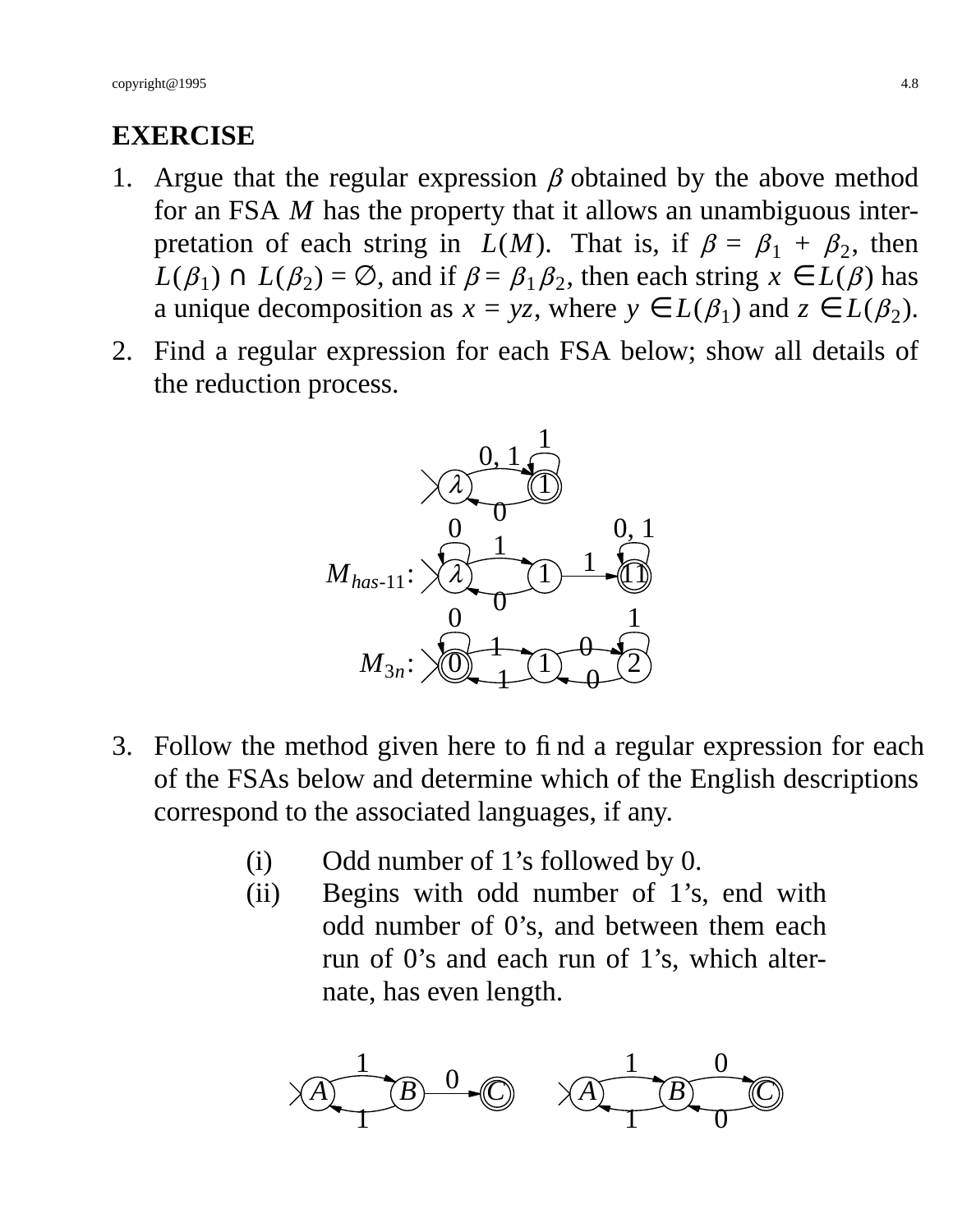## EXERCISE

1. Argue that the regular expression $\beta$ obtained by the above method for an FSA $M$ has the property that it allows an unambiguous interpretation of each string in $L(M)$. That is, if $\beta = \beta_1 + \beta_2$, then $L(\beta_1) \cap L(\beta_2) = \emptyset$, and if $\beta = \beta_1 \beta_2$, then each string $x \in L(\beta)$ has a unique decomposition as $x = yz$, where $y \in L(\beta_1)$ and $z \in L(\beta_2)$.

2. Find a regular expression for each FSA below; show all details of the reduction process.

   $M_{has\text{-}11}$:

   $M_{3n}$:

3. Follow the method given here to find a regular expression for each of the FSAs below and determine which of the English descriptions correspond to the associated languages, if any.

   (i) Odd number of 1's followed by 0.

   (ii) Begins with odd number of 1's, end with odd number of 0's, and between them each run of 0's and each run of 1's, which alternate, has even length.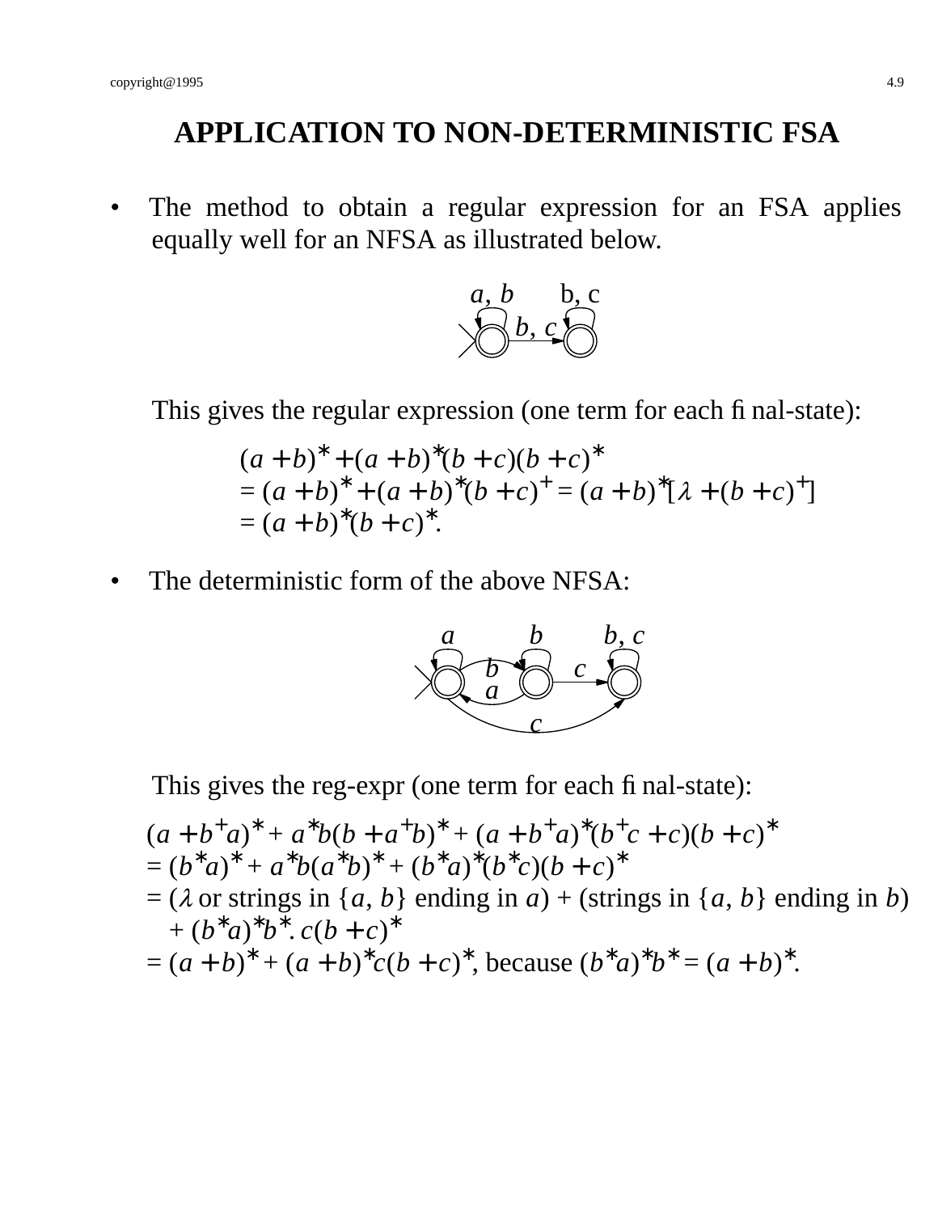# APPLICATION TO NON-DETERMINISTIC FSA

- The method to obtain a regular expression for an FSA applies equally well for an NFSA as illustrated below.

  This gives the regular expression (one term for each final-state):

  $$(a+b)^* + (a+b)^*(b+c)(b+c)^*$$
  $$= (a+b)^* + (a+b)^*(b+c)^+ = (a+b)^*[\lambda + (b+c)^+]$$
  $$= (a+b)^*(b+c)^*.$$

- The deterministic form of the above NFSA:

  This gives the reg-expr (one term for each final-state):

  $$(a+b^+a)^* + a^*b(b+a^+b)^* + (a+b^+a)^*(b^+c+c)(b+c)^*$$
  $$= (b^*a)^* + a^*b(a^*b)^* + (b^*a)^*(b^*c)(b+c)^*$$

  $= (\lambda$ or strings in $\{a, b\}$ ending in $a)$ + (strings in $\{a, b\}$ ending in $b$) + $(b^*a)^*b^*. c(b+c)^*$

  $= (a+b)^* + (a+b)^*c(b+c)^*$, because $(b^*a)^*b^* = (a+b)^*$.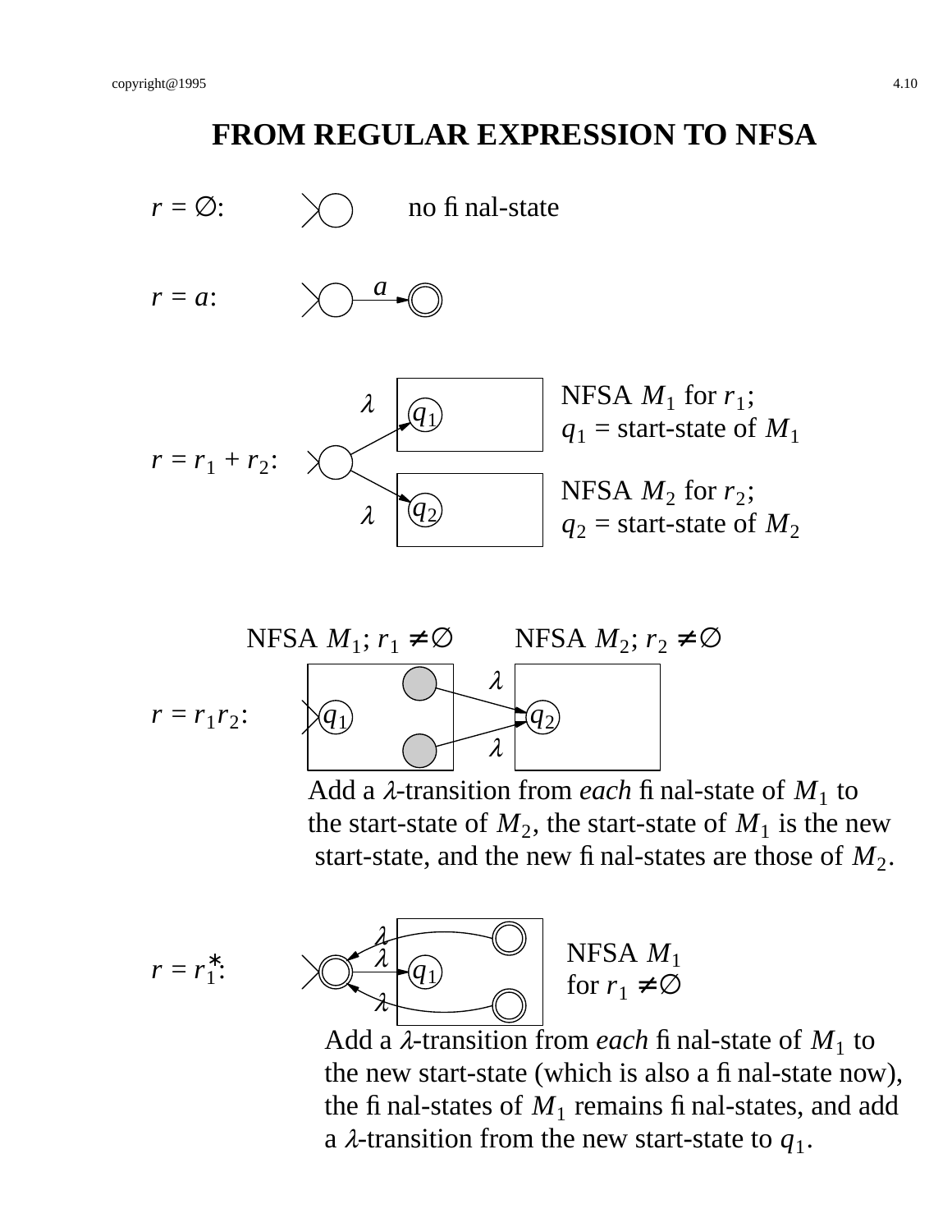# FROM REGULAR EXPRESSION TO NFSA

$r = \varnothing$: no final-state

$r = a$:

$r = r_1 + r_2$:

NFSA $M_1$ for $r_1$; $q_1$ = start-state of $M_1$

NFSA $M_2$ for $r_2$; $q_2$ = start-state of $M_2$

NFSA $M_1$; $r_1 \neq \varnothing$ NFSA $M_2$; $r_2 \neq \varnothing$

$r = r_1 r_2$:

Add a $\lambda$-transition from *each* final-state of $M_1$ to the start-state of $M_2$, the start-state of $M_1$ is the new start-state, and the new final-states are those of $M_2$.

$r = r_1^*$:

NFSA $M_1$ for $r_1 \neq \varnothing$

Add a $\lambda$-transition from *each* final-state of $M_1$ to the new start-state (which is also a final-state now), the final-states of $M_1$ remains final-states, and add a $\lambda$-transition from the new start-state to $q_1$.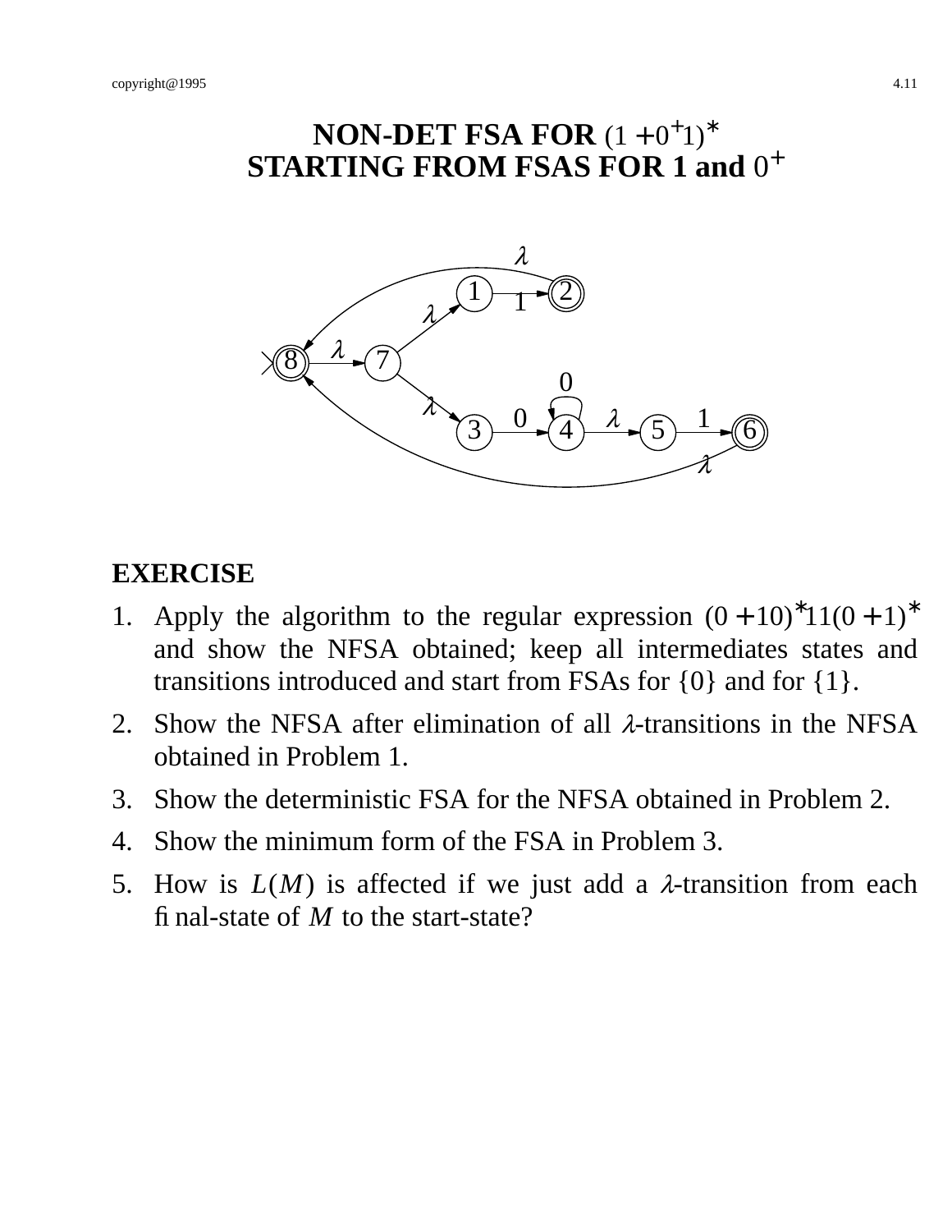# NON-DET FSA FOR $(1+0^{+}1)^{*}$ STARTING FROM FSAS FOR 1 and $0^{+}$

$\lambda$

1 2

1

$\lambda$

$\lambda$

8 7

0

$\lambda$

0 $\lambda$ 1

3 4 5 6

$\lambda$

## EXERCISE

1. Apply the algorithm to the regular expression $(0+10)^{*}11(0+1)^{*}$ and show the NFSA obtained; keep all intermediates states and transitions introduced and start from FSAs for {0} and for {1}.
2. Show the NFSA after elimination of all $\lambda$-transitions in the NFSA obtained in Problem 1.
3. Show the deterministic FSA for the NFSA obtained in Problem 2.
4. Show the minimum form of the FSA in Problem 3.
5. How is $L(M)$ is affected if we just add a $\lambda$-transition from each final-state of $M$ to the start-state?